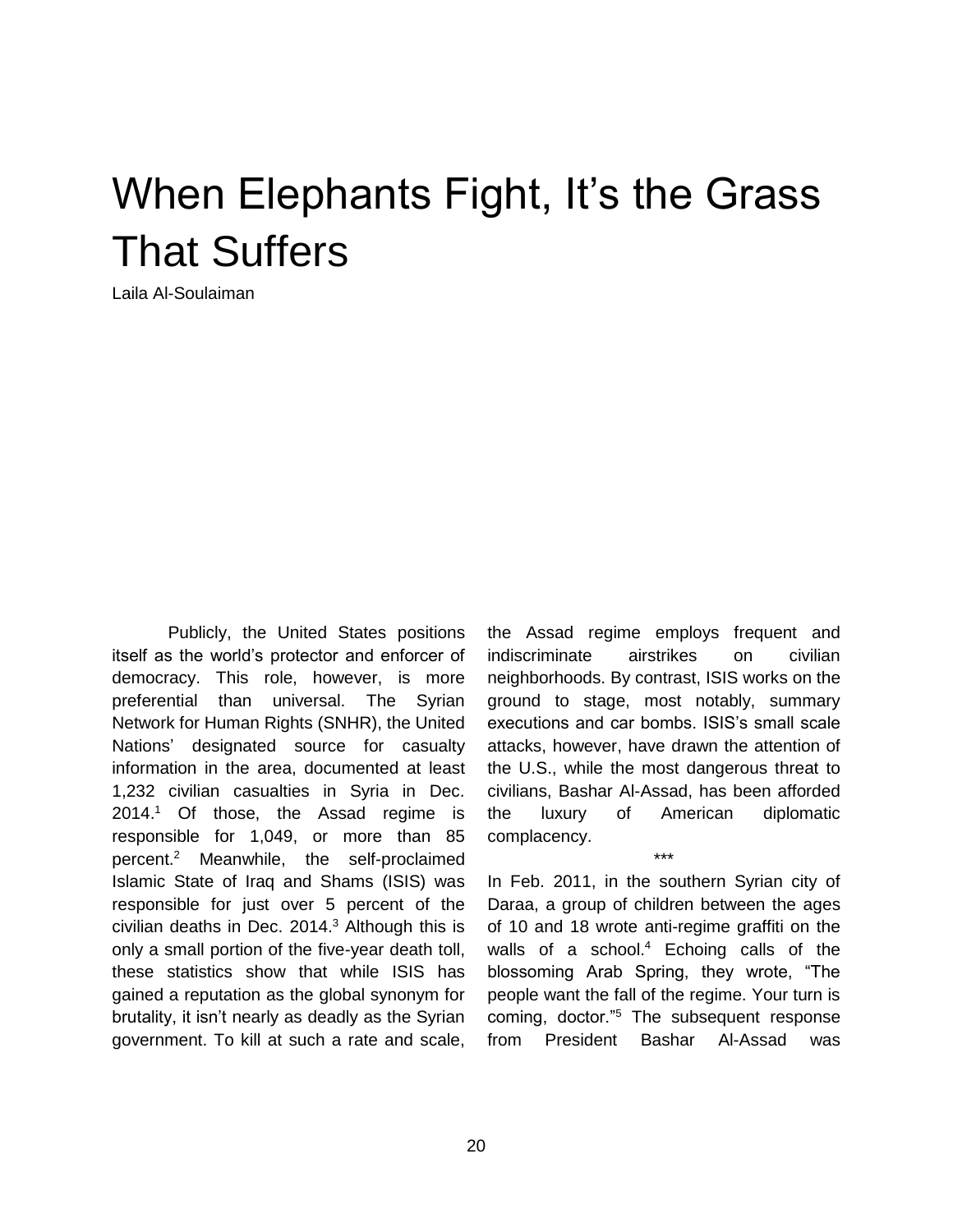# When Elephants Fight, It's the Grass That Suffers

Laila Al-Soulaiman

Publicly, the United States positions itself as the world's protector and enforcer of democracy. This role, however, is more preferential than universal. The Syrian Network for Human Rights (SNHR), the United Nations' designated source for casualty information in the area, documented at least 1,232 civilian casualties in Syria in Dec. 2014.[1] Of those, the Assad regime is responsible for 1,049, or more than 85 percent.[2] Meanwhile, the self-proclaimed Islamic State of Iraq and Shams (ISIS) was responsible for just over 5 percent of the civilian deaths in Dec. 2014.[3] Although this is only a small portion of the five-year death toll, these statistics show that while ISIS has gained a reputation as the global synonym for brutality, it isn't nearly as deadly as the Syrian government. To kill at such a rate and scale, the Assad regime employs frequent and indiscriminate airstrikes on civilian neighborhoods. By contrast, ISIS works on the ground to stage, most notably, summary executions and car bombs. ISIS's small scale attacks, however, have drawn the attention of the U.S., while the most dangerous threat to civilians, Bashar Al-Assad, has been afforded the luxury of American diplomatic complacency.

***

In Feb. 2011, in the southern Syrian city of Daraa, a group of children between the ages of 10 and 18 wrote anti-regime graffiti on the walls of a school.[4] Echoing calls of the blossoming Arab Spring, they wrote, "The people want the fall of the regime. Your turn is coming, doctor."[5] The subsequent response from President Bashar Al-Assad was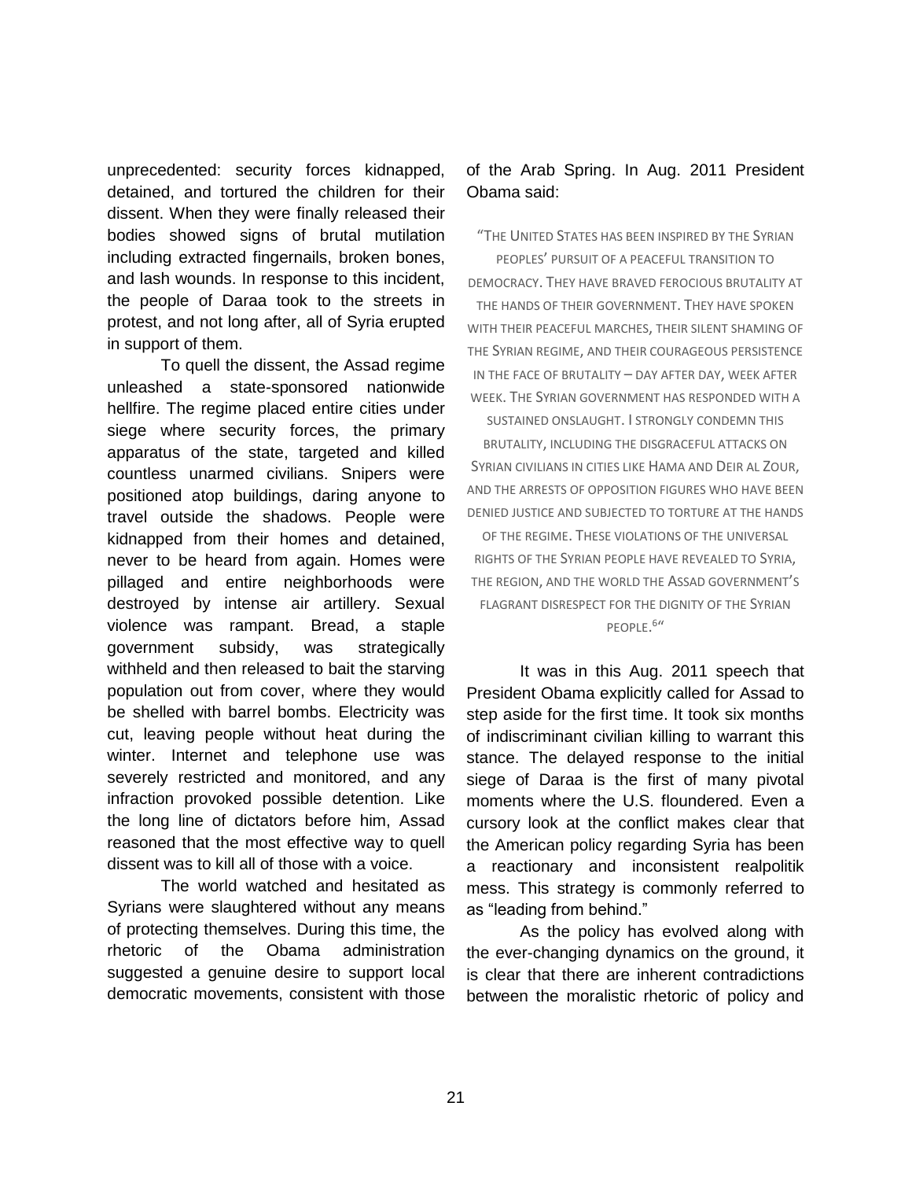unprecedented: security forces kidnapped, detained, and tortured the children for their dissent. When they were finally released their bodies showed signs of brutal mutilation including extracted fingernails, broken bones, and lash wounds. In response to this incident, the people of Daraa took to the streets in protest, and not long after, all of Syria erupted in support of them.

To quell the dissent, the Assad regime unleashed a state-sponsored nationwide hellfire. The regime placed entire cities under siege where security forces, the primary apparatus of the state, targeted and killed countless unarmed civilians. Snipers were positioned atop buildings, daring anyone to travel outside the shadows. People were kidnapped from their homes and detained, never to be heard from again. Homes were pillaged and entire neighborhoods were destroyed by intense air artillery. Sexual violence was rampant. Bread, a staple government subsidy, was strategically withheld and then released to bait the starving population out from cover, where they would be shelled with barrel bombs. Electricity was cut, leaving people without heat during the winter. Internet and telephone use was severely restricted and monitored, and any infraction provoked possible detention. Like the long line of dictators before him, Assad reasoned that the most effective way to quell dissent was to kill all of those with a voice.

The world watched and hesitated as Syrians were slaughtered without any means of protecting themselves. During this time, the rhetoric of the Obama administration suggested a genuine desire to support local democratic movements, consistent with those of the Arab Spring. In Aug. 2011 President Obama said:

> "The United States has been inspired by the Syrian peoples' pursuit of a peaceful transition to democracy. They have braved ferocious brutality at the hands of their government. They have spoken with their peaceful marches, their silent shaming of the Syrian regime, and their courageous persistence in the face of brutality – day after day, week after week. The Syrian government has responded with a sustained onslaught. I strongly condemn this brutality, including the disgraceful attacks on Syrian civilians in cities like Hama and Deir al Zour, and the arrests of opposition figures who have been denied justice and subjected to torture at the hands of the regime. These violations of the universal rights of the Syrian people have revealed to Syria, the region, and the world the Assad government's flagrant disrespect for the dignity of the Syrian people.[6]"

It was in this Aug. 2011 speech that President Obama explicitly called for Assad to step aside for the first time. It took six months of indiscriminant civilian killing to warrant this stance. The delayed response to the initial siege of Daraa is the first of many pivotal moments where the U.S. floundered. Even a cursory look at the conflict makes clear that the American policy regarding Syria has been a reactionary and inconsistent realpolitik mess. This strategy is commonly referred to as "leading from behind."

As the policy has evolved along with the ever-changing dynamics on the ground, it is clear that there are inherent contradictions between the moralistic rhetoric of policy and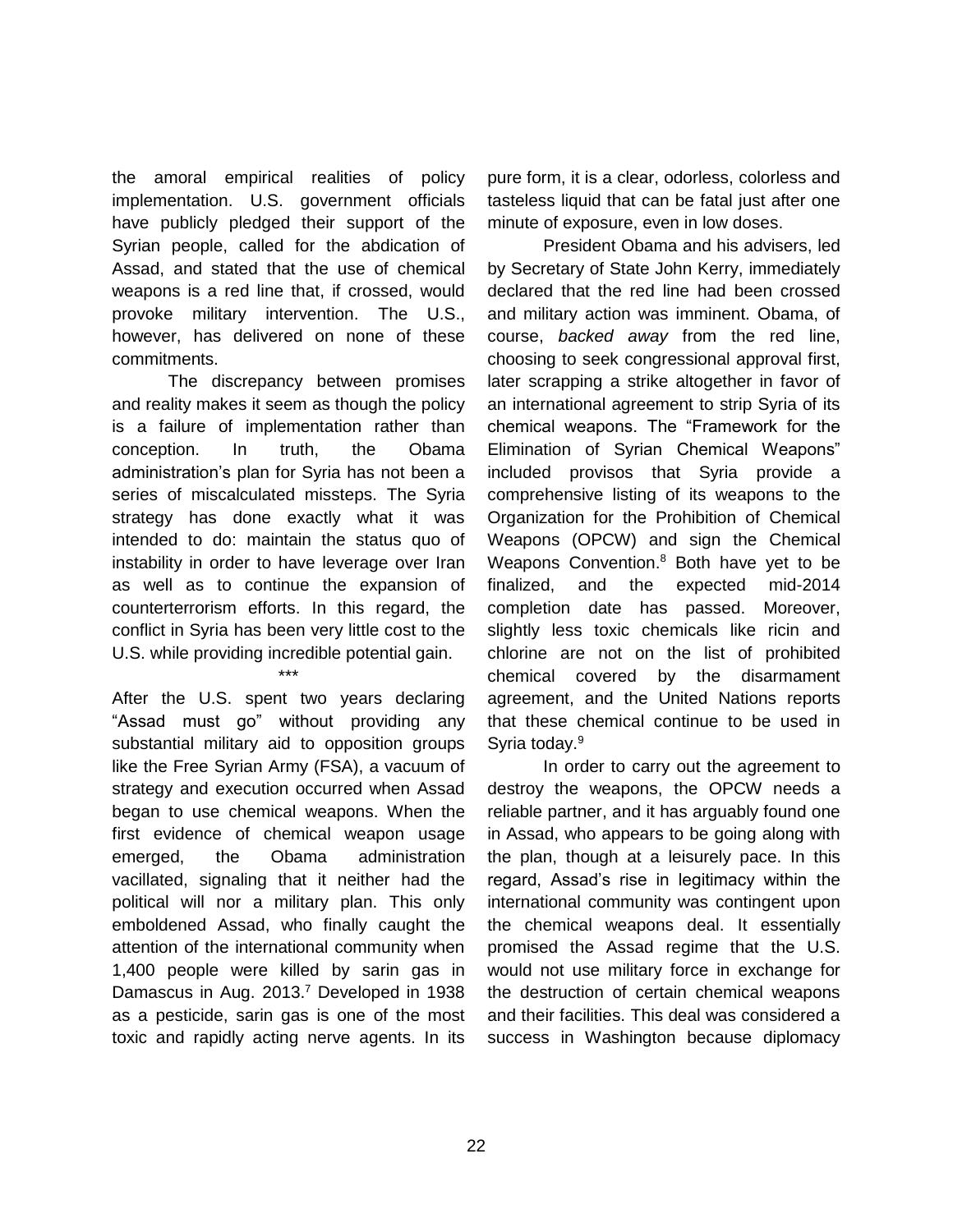the amoral empirical realities of policy implementation. U.S. government officials have publicly pledged their support of the Syrian people, called for the abdication of Assad, and stated that the use of chemical weapons is a red line that, if crossed, would provoke military intervention. The U.S., however, has delivered on none of these commitments.

The discrepancy between promises and reality makes it seem as though the policy is a failure of implementation rather than conception. In truth, the Obama administration's plan for Syria has not been a series of miscalculated missteps. The Syria strategy has done exactly what it was intended to do: maintain the status quo of instability in order to have leverage over Iran as well as to continue the expansion of counterterrorism efforts. In this regard, the conflict in Syria has been very little cost to the U.S. while providing incredible potential gain.

\*\*\*

After the U.S. spent two years declaring "Assad must go" without providing any substantial military aid to opposition groups like the Free Syrian Army (FSA), a vacuum of strategy and execution occurred when Assad began to use chemical weapons. When the first evidence of chemical weapon usage emerged, the Obama administration vacillated, signaling that it neither had the political will nor a military plan. This only emboldened Assad, who finally caught the attention of the international community when 1,400 people were killed by sarin gas in Damascus in Aug. 2013.[7] Developed in 1938 as a pesticide, sarin gas is one of the most toxic and rapidly acting nerve agents. In its pure form, it is a clear, odorless, colorless and tasteless liquid that can be fatal just after one minute of exposure, even in low doses.

President Obama and his advisers, led by Secretary of State John Kerry, immediately declared that the red line had been crossed and military action was imminent. Obama, of course, *backed away* from the red line, choosing to seek congressional approval first, later scrapping a strike altogether in favor of an international agreement to strip Syria of its chemical weapons. The "Framework for the Elimination of Syrian Chemical Weapons" included provisos that Syria provide a comprehensive listing of its weapons to the Organization for the Prohibition of Chemical Weapons (OPCW) and sign the Chemical Weapons Convention.[8] Both have yet to be finalized, and the expected mid-2014 completion date has passed. Moreover, slightly less toxic chemicals like ricin and chlorine are not on the list of prohibited chemical covered by the disarmament agreement, and the United Nations reports that these chemical continue to be used in Syria today.[9]

In order to carry out the agreement to destroy the weapons, the OPCW needs a reliable partner, and it has arguably found one in Assad, who appears to be going along with the plan, though at a leisurely pace. In this regard, Assad's rise in legitimacy within the international community was contingent upon the chemical weapons deal. It essentially promised the Assad regime that the U.S. would not use military force in exchange for the destruction of certain chemical weapons and their facilities. This deal was considered a success in Washington because diplomacy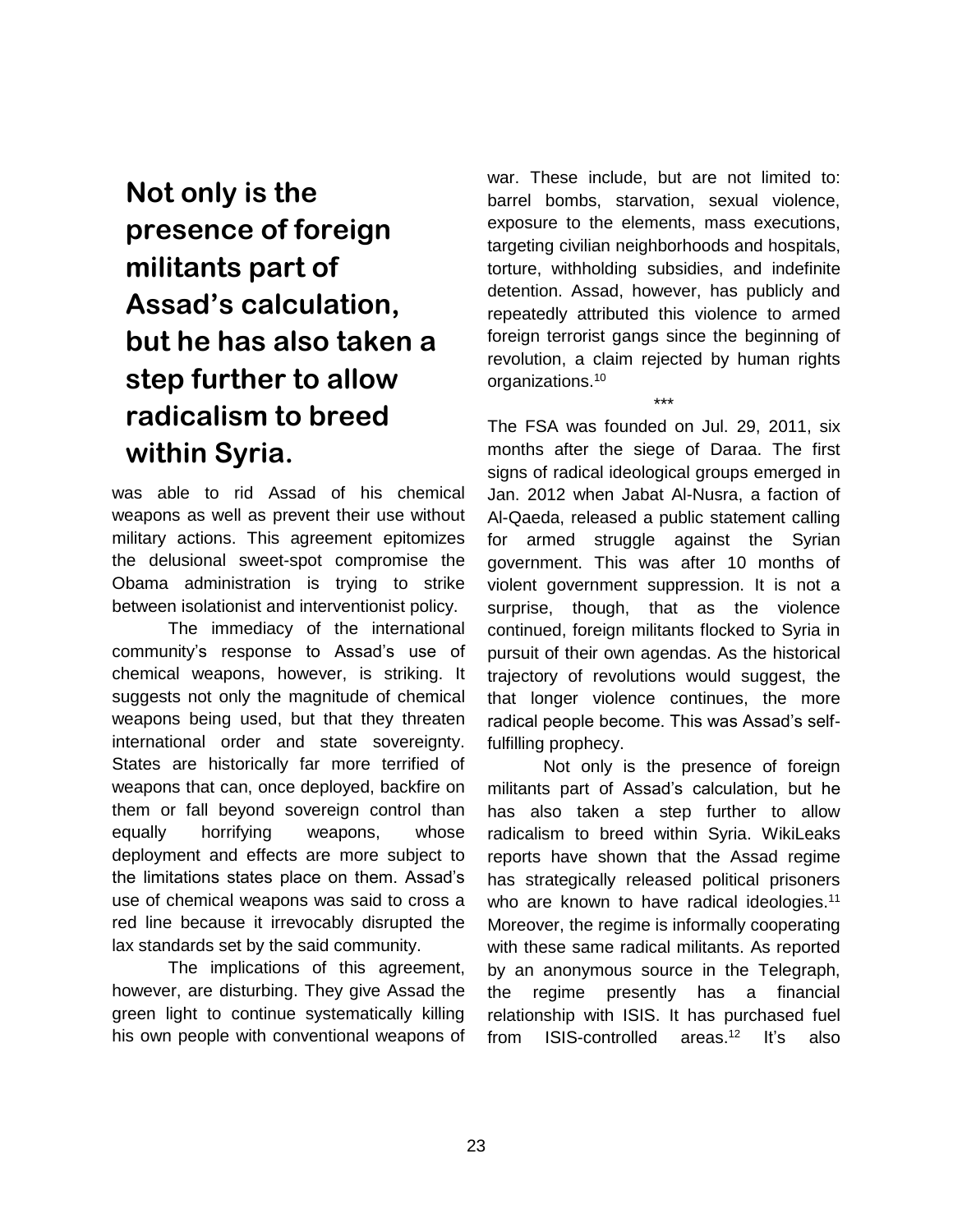**Not only is the presence of foreign militants part of Assad's calculation, but he has also taken a step further to allow radicalism to breed within Syria.**

was able to rid Assad of his chemical weapons as well as prevent their use without military actions. This agreement epitomizes the delusional sweet-spot compromise the Obama administration is trying to strike between isolationist and interventionist policy.

The immediacy of the international community's response to Assad's use of chemical weapons, however, is striking. It suggests not only the magnitude of chemical weapons being used, but that they threaten international order and state sovereignty. States are historically far more terrified of weapons that can, once deployed, backfire on them or fall beyond sovereign control than equally horrifying weapons, whose deployment and effects are more subject to the limitations states place on them. Assad's use of chemical weapons was said to cross a red line because it irrevocably disrupted the lax standards set by the said community.

The implications of this agreement, however, are disturbing. They give Assad the green light to continue systematically killing his own people with conventional weapons of war. These include, but are not limited to: barrel bombs, starvation, sexual violence, exposure to the elements, mass executions, targeting civilian neighborhoods and hospitals, torture, withholding subsidies, and indefinite detention. Assad, however, has publicly and repeatedly attributed this violence to armed foreign terrorist gangs since the beginning of revolution, a claim rejected by human rights organizations.[10]

\*\*\*

The FSA was founded on Jul. 29, 2011, six months after the siege of Daraa. The first signs of radical ideological groups emerged in Jan. 2012 when Jabat Al-Nusra, a faction of Al-Qaeda, released a public statement calling for armed struggle against the Syrian government. This was after 10 months of violent government suppression. It is not a surprise, though, that as the violence continued, foreign militants flocked to Syria in pursuit of their own agendas. As the historical trajectory of revolutions would suggest, the that longer violence continues, the more radical people become. This was Assad's self-fulfilling prophecy.

Not only is the presence of foreign militants part of Assad's calculation, but he has also taken a step further to allow radicalism to breed within Syria. WikiLeaks reports have shown that the Assad regime has strategically released political prisoners who are known to have radical ideologies.[11] Moreover, the regime is informally cooperating with these same radical militants. As reported by an anonymous source in the Telegraph, the regime presently has a financial relationship with ISIS. It has purchased fuel from ISIS-controlled areas.[12] It's also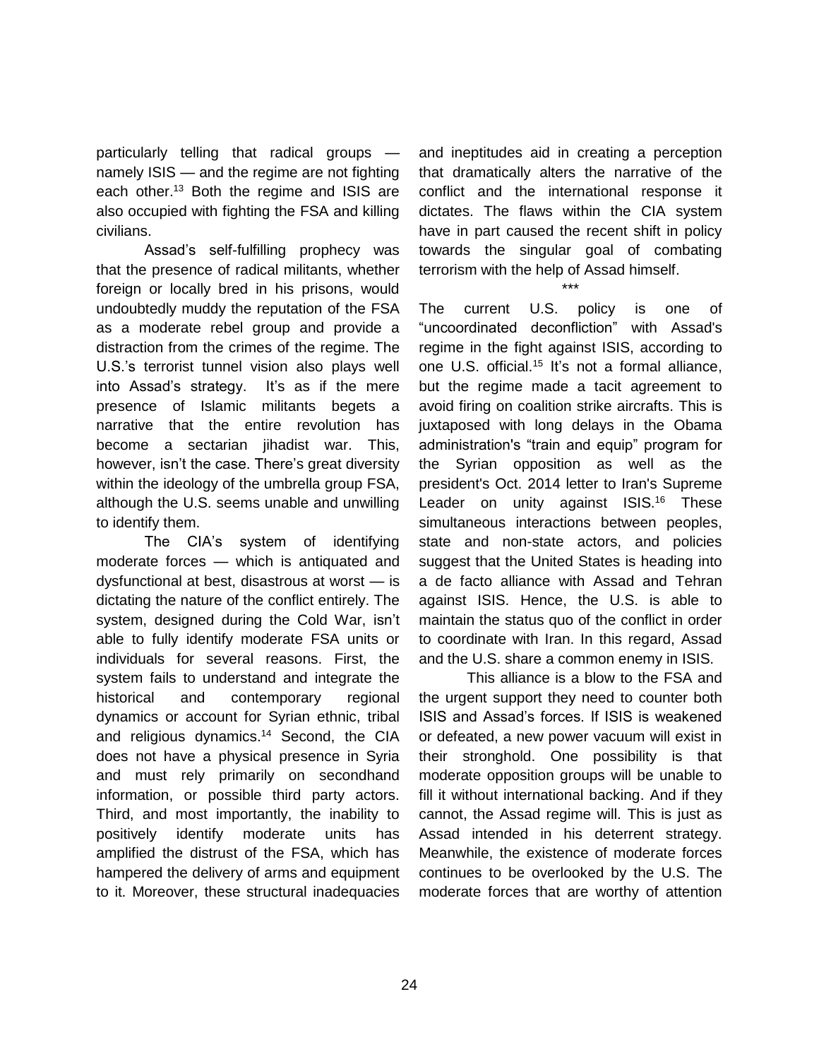particularly telling that radical groups — namely ISIS — and the regime are not fighting each other.[13] Both the regime and ISIS are also occupied with fighting the FSA and killing civilians.

Assad's self-fulfilling prophecy was that the presence of radical militants, whether foreign or locally bred in his prisons, would undoubtedly muddy the reputation of the FSA as a moderate rebel group and provide a distraction from the crimes of the regime. The U.S.'s terrorist tunnel vision also plays well into Assad's strategy. It's as if the mere presence of Islamic militants begets a narrative that the entire revolution has become a sectarian jihadist war. This, however, isn't the case. There's great diversity within the ideology of the umbrella group FSA, although the U.S. seems unable and unwilling to identify them.

The CIA's system of identifying moderate forces — which is antiquated and dysfunctional at best, disastrous at worst — is dictating the nature of the conflict entirely. The system, designed during the Cold War, isn't able to fully identify moderate FSA units or individuals for several reasons. First, the system fails to understand and integrate the historical and contemporary regional dynamics or account for Syrian ethnic, tribal and religious dynamics.[14] Second, the CIA does not have a physical presence in Syria and must rely primarily on secondhand information, or possible third party actors. Third, and most importantly, the inability to positively identify moderate units has amplified the distrust of the FSA, which has hampered the delivery of arms and equipment to it. Moreover, these structural inadequacies and ineptitudes aid in creating a perception that dramatically alters the narrative of the conflict and the international response it dictates. The flaws within the CIA system have in part caused the recent shift in policy towards the singular goal of combating terrorism with the help of Assad himself.

***

The current U.S. policy is one of "uncoordinated deconfliction" with Assad's regime in the fight against ISIS, according to one U.S. official.[15] It's not a formal alliance, but the regime made a tacit agreement to avoid firing on coalition strike aircrafts. This is juxtaposed with long delays in the Obama administration's "train and equip" program for the Syrian opposition as well as the president's Oct. 2014 letter to Iran's Supreme Leader on unity against ISIS.[16] These simultaneous interactions between peoples, state and non-state actors, and policies suggest that the United States is heading into a de facto alliance with Assad and Tehran against ISIS. Hence, the U.S. is able to maintain the status quo of the conflict in order to coordinate with Iran. In this regard, Assad and the U.S. share a common enemy in ISIS.

This alliance is a blow to the FSA and the urgent support they need to counter both ISIS and Assad's forces. If ISIS is weakened or defeated, a new power vacuum will exist in their stronghold. One possibility is that moderate opposition groups will be unable to fill it without international backing. And if they cannot, the Assad regime will. This is just as Assad intended in his deterrent strategy. Meanwhile, the existence of moderate forces continues to be overlooked by the U.S. The moderate forces that are worthy of attention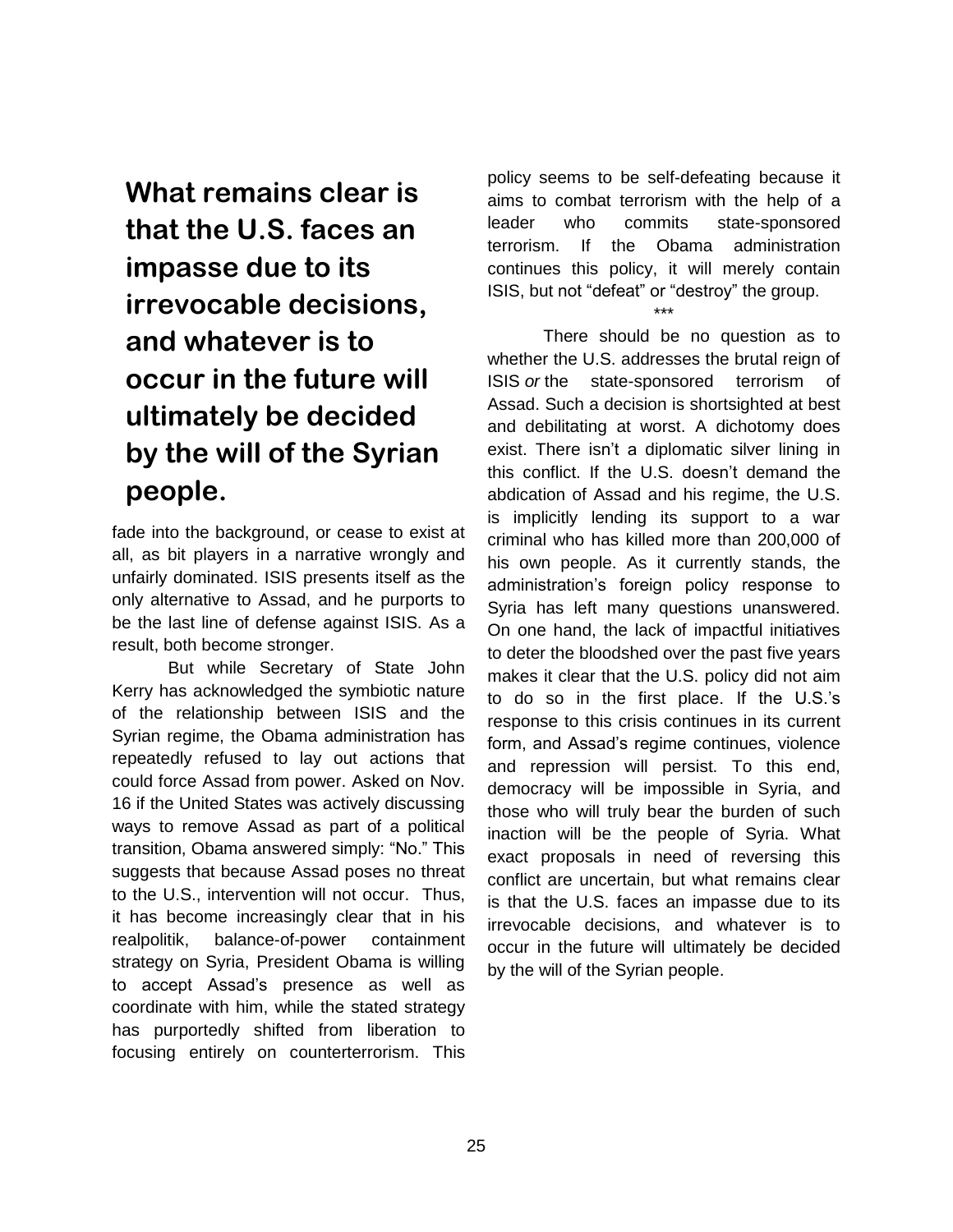**What remains clear is that the U.S. faces an impasse due to its irrevocable decisions, and whatever is to occur in the future will ultimately be decided by the will of the Syrian people.**

fade into the background, or cease to exist at all, as bit players in a narrative wrongly and unfairly dominated. ISIS presents itself as the only alternative to Assad, and he purports to be the last line of defense against ISIS. As a result, both become stronger.

But while Secretary of State John Kerry has acknowledged the symbiotic nature of the relationship between ISIS and the Syrian regime, the Obama administration has repeatedly refused to lay out actions that could force Assad from power. Asked on Nov. 16 if the United States was actively discussing ways to remove Assad as part of a political transition, Obama answered simply: "No." This suggests that because Assad poses no threat to the U.S., intervention will not occur. Thus, it has become increasingly clear that in his realpolitik, balance-of-power containment strategy on Syria, President Obama is willing to accept Assad's presence as well as coordinate with him, while the stated strategy has purportedly shifted from liberation to focusing entirely on counterterrorism. This policy seems to be self-defeating because it aims to combat terrorism with the help of a leader who commits state-sponsored terrorism. If the Obama administration continues this policy, it will merely contain ISIS, but not "defeat" or "destroy" the group.

\*\*\*

There should be no question as to whether the U.S. addresses the brutal reign of ISIS *or* the state-sponsored terrorism of Assad. Such a decision is shortsighted at best and debilitating at worst. A dichotomy does exist. There isn't a diplomatic silver lining in this conflict. If the U.S. doesn't demand the abdication of Assad and his regime, the U.S. is implicitly lending its support to a war criminal who has killed more than 200,000 of his own people. As it currently stands, the administration's foreign policy response to Syria has left many questions unanswered. On one hand, the lack of impactful initiatives to deter the bloodshed over the past five years makes it clear that the U.S. policy did not aim to do so in the first place. If the U.S.'s response to this crisis continues in its current form, and Assad's regime continues, violence and repression will persist. To this end, democracy will be impossible in Syria, and those who will truly bear the burden of such inaction will be the people of Syria. What exact proposals in need of reversing this conflict are uncertain, but what remains clear is that the U.S. faces an impasse due to its irrevocable decisions, and whatever is to occur in the future will ultimately be decided by the will of the Syrian people.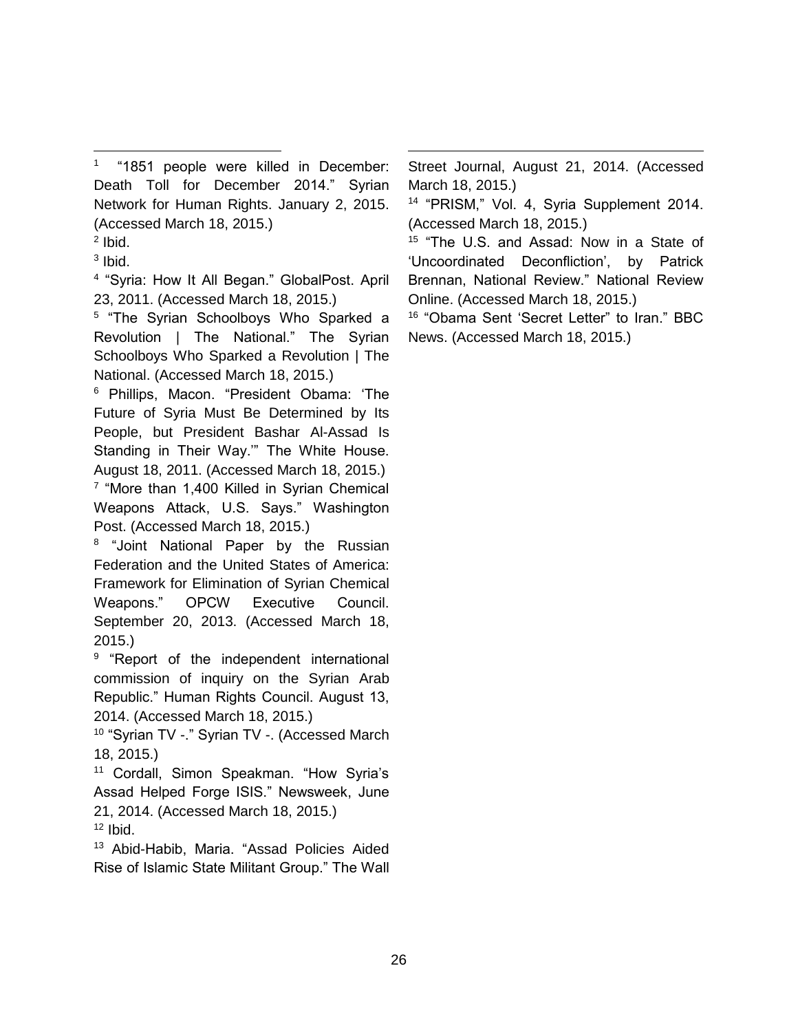[1] "1851 people were killed in December: Death Toll for December 2014." Syrian Network for Human Rights. January 2, 2015. (Accessed March 18, 2015.)

[2] Ibid.

[3] Ibid.

[4] "Syria: How It All Began." GlobalPost. April 23, 2011. (Accessed March 18, 2015.)

[5] "The Syrian Schoolboys Who Sparked a Revolution | The National." The Syrian Schoolboys Who Sparked a Revolution | The National. (Accessed March 18, 2015.)

[6] Phillips, Macon. "President Obama: 'The Future of Syria Must Be Determined by Its People, but President Bashar Al-Assad Is Standing in Their Way.'" The White House. August 18, 2011. (Accessed March 18, 2015.)

[7] "More than 1,400 Killed in Syrian Chemical Weapons Attack, U.S. Says." Washington Post. (Accessed March 18, 2015.)

[8] "Joint National Paper by the Russian Federation and the United States of America: Framework for Elimination of Syrian Chemical Weapons." OPCW Executive Council. September 20, 2013. (Accessed March 18, 2015.)

[9] "Report of the independent international commission of inquiry on the Syrian Arab Republic." Human Rights Council. August 13, 2014. (Accessed March 18, 2015.)

[10] "Syrian TV -." Syrian TV -. (Accessed March 18, 2015.)

[11] Cordall, Simon Speakman. "How Syria's Assad Helped Forge ISIS." Newsweek, June 21, 2014. (Accessed March 18, 2015.)

[12] Ibid.

[13] Abid-Habib, Maria. "Assad Policies Aided Rise of Islamic State Militant Group." The Wall Street Journal, August 21, 2014. (Accessed March 18, 2015.)

[14] "PRISM," Vol. 4, Syria Supplement 2014. (Accessed March 18, 2015.)

[15] "The U.S. and Assad: Now in a State of 'Uncoordinated Deconfliction', by Patrick Brennan, National Review." National Review Online. (Accessed March 18, 2015.)

[16] "Obama Sent 'Secret Letter" to Iran." BBC News. (Accessed March 18, 2015.)